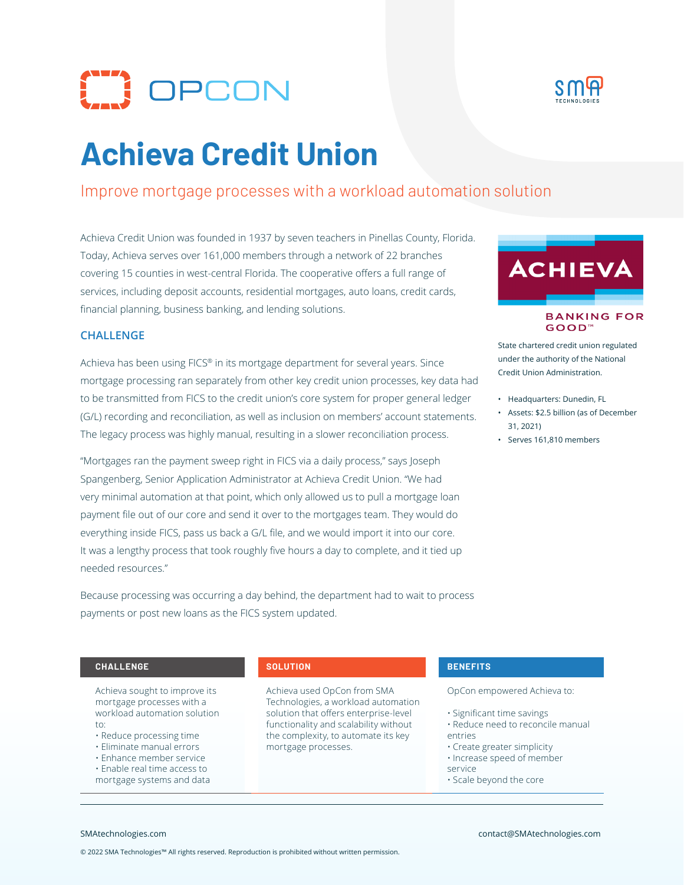OPCON

SMA TECHNOLOGIES

# Achieva Credit Union

## Improve mortgage processes with a workload automation solution

Achieva Credit Union was founded in 1937 by seven teachers in Pinellas County, Florida. Today, Achieva serves over 161,000 members through a network of 22 branches covering 15 counties in west-central Florida. The cooperative offers a full range of services, including deposit accounts, residential mortgages, auto loans, credit cards, financial planning, business banking, and lending solutions.

ACHIEVA

BANKING FOR GOOD™

State chartered credit union regulated under the authority of the National Credit Union Administration.

- Headquarters: Dunedin, FL
- Assets: $2.5 billion (as of December 31, 2021)
- Serves 161,810 members

### CHALLENGE

Achieva has been using FICS® in its mortgage department for several years. Since mortgage processing ran separately from other key credit union processes, key data had to be transmitted from FICS to the credit union's core system for proper general ledger (G/L) recording and reconciliation, as well as inclusion on members' account statements. The legacy process was highly manual, resulting in a slower reconciliation process.

"Mortgages ran the payment sweep right in FICS via a daily process," says Joseph Spangenberg, Senior Application Administrator at Achieva Credit Union. "We had very minimal automation at that point, which only allowed us to pull a mortgage loan payment file out of our core and send it over to the mortgages team. They would do everything inside FICS, pass us back a G/L file, and we would import it into our core. It was a lengthy process that took roughly five hours a day to complete, and it tied up needed resources."

Because processing was occurring a day behind, the department had to wait to process payments or post new loans as the FICS system updated.

| CHALLENGE | SOLUTION | BENEFITS |
|---|---|---|
| Achieva sought to improve its mortgage processes with a workload automation solution to:<br>• Reduce processing time<br>• Eliminate manual errors<br>• Enhance member service<br>• Enable real time access to mortgage systems and data | Achieva used OpCon from SMA Technologies, a workload automation solution that offers enterprise-level functionality and scalability without the complexity, to automate its key mortgage processes. | OpCon empowered Achieva to:<br>• Significant time savings<br>• Reduce need to reconcile manual entries<br>• Create greater simplicity<br>• Increase speed of member service<br>• Scale beyond the core |

SMAtechnologies.com

contact@SMAtechnologies.com

© 2022 SMA Technologies™ All rights reserved. Reproduction is prohibited without written permission.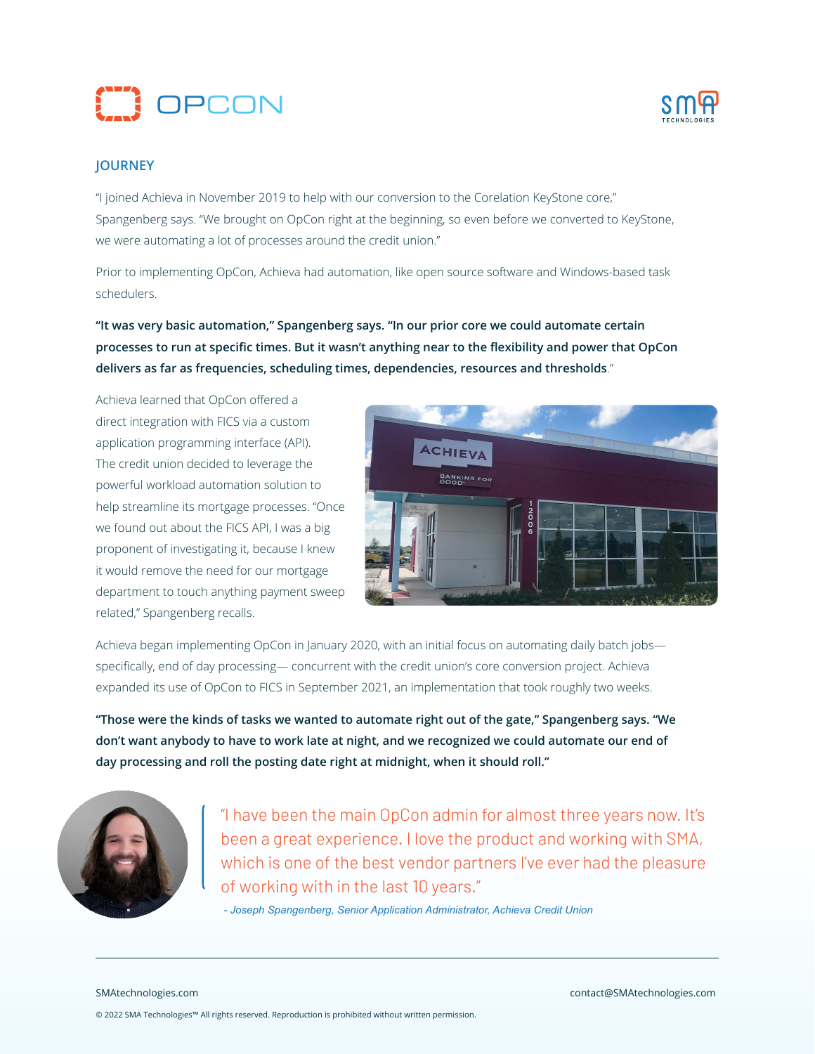## JOURNEY

"I joined Achieva in November 2019 to help with our conversion to the Corelation KeyStone core," Spangenberg says. "We brought on OpCon right at the beginning, so even before we converted to KeyStone, we were automating a lot of processes around the credit union."

Prior to implementing OpCon, Achieva had automation, like open source software and Windows-based task schedulers.

**"It was very basic automation," Spangenberg says. "In our prior core we could automate certain processes to run at specific times. But it wasn't anything near to the flexibility and power that OpCon delivers as far as frequencies, scheduling times, dependencies, resources and thresholds**."

Achieva learned that OpCon offered a direct integration with FICS via a custom application programming interface (API). The credit union decided to leverage the powerful workload automation solution to help streamline its mortgage processes. "Once we found out about the FICS API, I was a big proponent of investigating it, because I knew it would remove the need for our mortgage department to touch anything payment sweep related," Spangenberg recalls.

Achieva began implementing OpCon in January 2020, with an initial focus on automating daily batch jobs—specifically, end of day processing— concurrent with the credit union's core conversion project. Achieva expanded its use of OpCon to FICS in September 2021, an implementation that took roughly two weeks.

**"Those were the kinds of tasks we wanted to automate right out of the gate," Spangenberg says. "We don't want anybody to have to work late at night, and we recognized we could automate our end of day processing and roll the posting date right at midnight, when it should roll."**

> "I have been the main OpCon admin for almost three years now. It's been a great experience. I love the product and working with SMA, which is one of the best vendor partners I've ever had the pleasure of working with in the last 10 years."
>
> *- Joseph Spangenberg, Senior Application Administrator, Achieva Credit Union*

SMAtechnologies.com

contact@SMAtechnologies.com

© 2022 SMA Technologies™ All rights reserved. Reproduction is prohibited without written permission.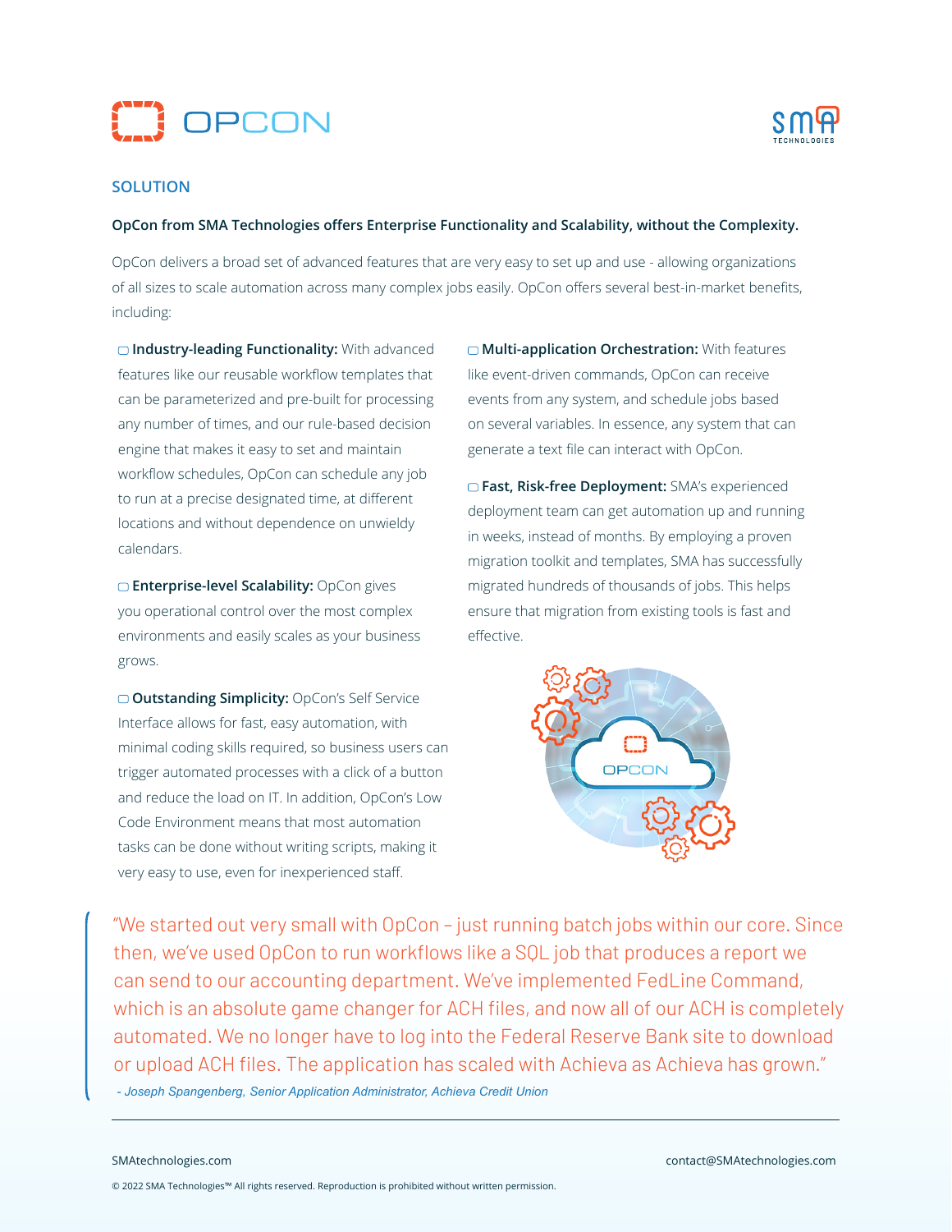## SOLUTION

**OpCon from SMA Technologies offers Enterprise Functionality and Scalability, without the Complexity.**

OpCon delivers a broad set of advanced features that are very easy to set up and use - allowing organizations of all sizes to scale automation across many complex jobs easily. OpCon offers several best-in-market benefits, including:

- **Industry-leading Functionality:** With advanced features like our reusable workflow templates that can be parameterized and pre-built for processing any number of times, and our rule-based decision engine that makes it easy to set and maintain workflow schedules, OpCon can schedule any job to run at a precise designated time, at different locations and without dependence on unwieldy calendars.

- **Enterprise-level Scalability:** OpCon gives you operational control over the most complex environments and easily scales as your business grows.

- **Outstanding Simplicity:** OpCon's Self Service Interface allows for fast, easy automation, with minimal coding skills required, so business users can trigger automated processes with a click of a button and reduce the load on IT. In addition, OpCon's Low Code Environment means that most automation tasks can be done without writing scripts, making it very easy to use, even for inexperienced staff.

- **Multi-application Orchestration:** With features like event-driven commands, OpCon can receive events from any system, and schedule jobs based on several variables. In essence, any system that can generate a text file can interact with OpCon.

- **Fast, Risk-free Deployment:** SMA's experienced deployment team can get automation up and running in weeks, instead of months. By employing a proven migration toolkit and templates, SMA has successfully migrated hundreds of thousands of jobs. This helps ensure that migration from existing tools is fast and effective.

> "We started out very small with OpCon – just running batch jobs within our core. Since then, we've used OpCon to run workflows like a SQL job that produces a report we can send to our accounting department. We've implemented FedLine Command, which is an absolute game changer for ACH files, and now all of our ACH is completely automated. We no longer have to log into the Federal Reserve Bank site to download or upload ACH files. The application has scaled with Achieva as Achieva has grown."
>
> *- Joseph Spangenberg, Senior Application Administrator, Achieva Credit Union*

SMAtechnologies.com

contact@SMAtechnologies.com

© 2022 SMA Technologies™ All rights reserved. Reproduction is prohibited without written permission.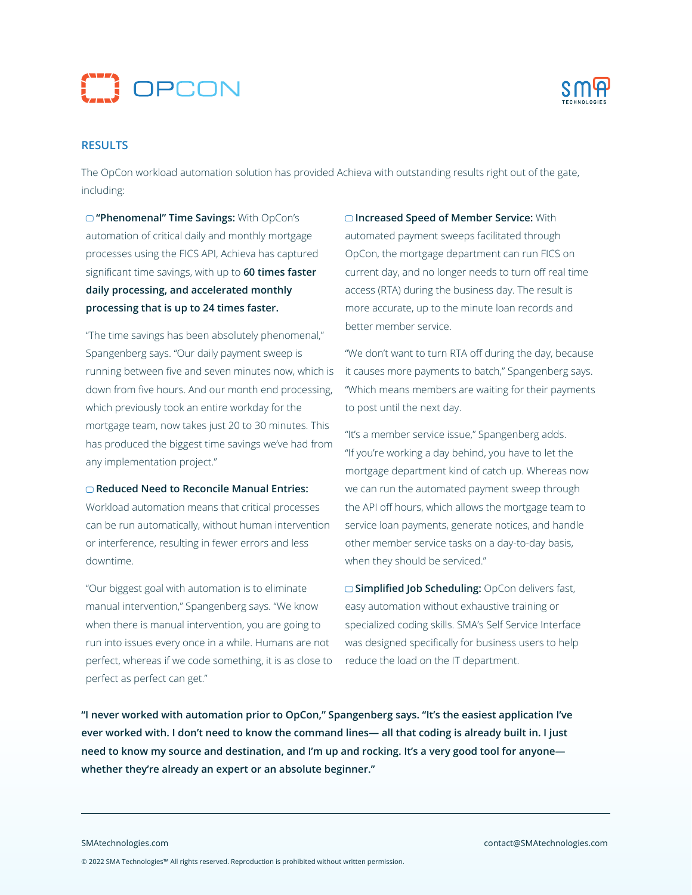## RESULTS

The OpCon workload automation solution has provided Achieva with outstanding results right out of the gate, including:

- **"Phenomenal" Time Savings:** With OpCon's automation of critical daily and monthly mortgage processes using the FICS API, Achieva has captured significant time savings, with up to **60 times faster daily processing, and accelerated monthly processing that is up to 24 times faster.**

  "The time savings has been absolutely phenomenal," Spangenberg says. "Our daily payment sweep is running between five and seven minutes now, which is down from five hours. And our month end processing, which previously took an entire workday for the mortgage team, now takes just 20 to 30 minutes. This has produced the biggest time savings we've had from any implementation project."

- **Reduced Need to Reconcile Manual Entries:** Workload automation means that critical processes can be run automatically, without human intervention or interference, resulting in fewer errors and less downtime.

  "Our biggest goal with automation is to eliminate manual intervention," Spangenberg says. "We know when there is manual intervention, you are going to run into issues every once in a while. Humans are not perfect, whereas if we code something, it is as close to perfect as perfect can get."

- **Increased Speed of Member Service:** With automated payment sweeps facilitated through OpCon, the mortgage department can run FICS on current day, and no longer needs to turn off real time access (RTA) during the business day. The result is more accurate, up to the minute loan records and better member service.

  "We don't want to turn RTA off during the day, because it causes more payments to batch," Spangenberg says. "Which means members are waiting for their payments to post until the next day.

  "It's a member service issue," Spangenberg adds. "If you're working a day behind, you have to let the mortgage department kind of catch up. Whereas now we can run the automated payment sweep through the API off hours, which allows the mortgage team to service loan payments, generate notices, and handle other member service tasks on a day-to-day basis, when they should be serviced."

- **Simplified Job Scheduling:** OpCon delivers fast, easy automation without exhaustive training or specialized coding skills. SMA's Self Service Interface was designed specifically for business users to help reduce the load on the IT department.

**"I never worked with automation prior to OpCon," Spangenberg says. "It's the easiest application I've ever worked with. I don't need to know the command lines— all that coding is already built in. I just need to know my source and destination, and I'm up and rocking. It's a very good tool for anyone—whether they're already an expert or an absolute beginner."**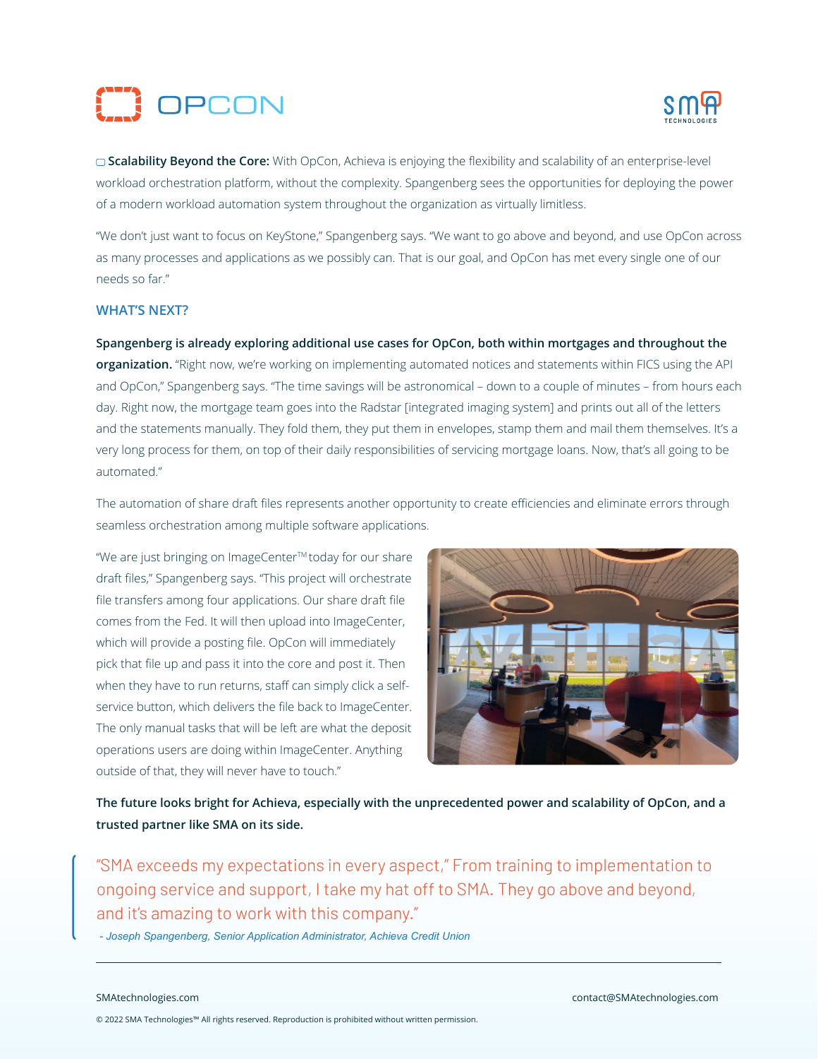**Scalability Beyond the Core:** With OpCon, Achieva is enjoying the flexibility and scalability of an enterprise-level workload orchestration platform, without the complexity. Spangenberg sees the opportunities for deploying the power of a modern workload automation system throughout the organization as virtually limitless.

"We don't just want to focus on KeyStone," Spangenberg says. "We want to go above and beyond, and use OpCon across as many processes and applications as we possibly can. That is our goal, and OpCon has met every single one of our needs so far."

## WHAT'S NEXT?

**Spangenberg is already exploring additional use cases for OpCon, both within mortgages and throughout the organization.** "Right now, we're working on implementing automated notices and statements within FICS using the API and OpCon," Spangenberg says. "The time savings will be astronomical – down to a couple of minutes – from hours each day. Right now, the mortgage team goes into the Radstar [integrated imaging system] and prints out all of the letters and the statements manually. They fold them, they put them in envelopes, stamp them and mail them themselves. It's a very long process for them, on top of their daily responsibilities of servicing mortgage loans. Now, that's all going to be automated."

The automation of share draft files represents another opportunity to create efficiencies and eliminate errors through seamless orchestration among multiple software applications.

"We are just bringing on ImageCenter™ today for our share draft files," Spangenberg says. "This project will orchestrate file transfers among four applications. Our share draft file comes from the Fed. It will then upload into ImageCenter, which will provide a posting file. OpCon will immediately pick that file up and pass it into the core and post it. Then when they have to run returns, staff can simply click a self-service button, which delivers the file back to ImageCenter. The only manual tasks that will be left are what the deposit operations users are doing within ImageCenter. Anything outside of that, they will never have to touch."

**The future looks bright for Achieva, especially with the unprecedented power and scalability of OpCon, and a trusted partner like SMA on its side.**

> "SMA exceeds my expectations in every aspect," From training to implementation to ongoing service and support, I take my hat off to SMA. They go above and beyond, and it's amazing to work with this company."
>
> *- Joseph Spangenberg, Senior Application Administrator, Achieva Credit Union*

SMAtechnologies.com

contact@SMAtechnologies.com

© 2022 SMA Technologies™ All rights reserved. Reproduction is prohibited without written permission.